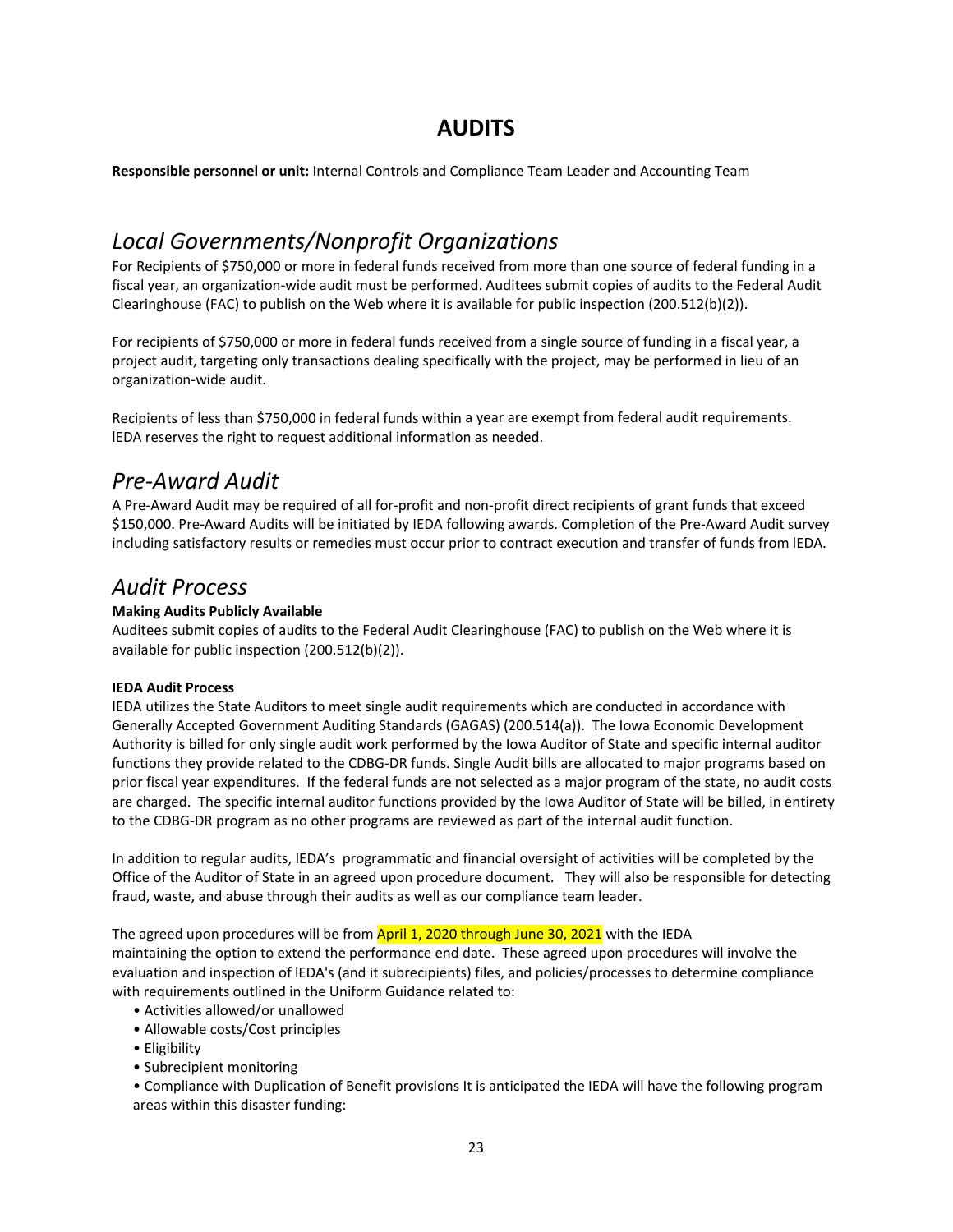# AUDITS

**Responsible personnel or unit:** Internal Controls and Compliance Team Leader and Accounting Team

## *Local Governments/Nonprofit Organizations*

For Recipients of $750,000 or more in federal funds received from more than one source of federal funding in a fiscal year, an organization-wide audit must be performed. Auditees submit copies of audits to the Federal Audit Clearinghouse (FAC) to publish on the Web where it is available for public inspection (200.512(b)(2)).

For recipients of $750,000 or more in federal funds received from a single source of funding in a fiscal year, a project audit, targeting only transactions dealing specifically with the project, may be performed in lieu of an organization-wide audit.

Recipients of less than $750,000 in federal funds within a year are exempt from federal audit requirements. lEDA reserves the right to request additional information as needed.

## *Pre-Award Audit*

A Pre-Award Audit may be required of all for-profit and non-profit direct recipients of grant funds that exceed $150,000. Pre-Award Audits will be initiated by IEDA following awards. Completion of the Pre-Award Audit survey including satisfactory results or remedies must occur prior to contract execution and transfer of funds from lEDA.

## *Audit Process*

**Making Audits Publicly Available**

Auditees submit copies of audits to the Federal Audit Clearinghouse (FAC) to publish on the Web where it is available for public inspection (200.512(b)(2)).

**IEDA Audit Process**

IEDA utilizes the State Auditors to meet single audit requirements which are conducted in accordance with Generally Accepted Government Auditing Standards (GAGAS) (200.514(a)). The Iowa Economic Development Authority is billed for only single audit work performed by the Iowa Auditor of State and specific internal auditor functions they provide related to the CDBG-DR funds. Single Audit bills are allocated to major programs based on prior fiscal year expenditures. If the federal funds are not selected as a major program of the state, no audit costs are charged. The specific internal auditor functions provided by the Iowa Auditor of State will be billed, in entirety to the CDBG-DR program as no other programs are reviewed as part of the internal audit function.

In addition to regular audits, IEDA's programmatic and financial oversight of activities will be completed by the Office of the Auditor of State in an agreed upon procedure document. They will also be responsible for detecting fraud, waste, and abuse through their audits as well as our compliance team leader.

The agreed upon procedures will be from April 1, 2020 through June 30, 2021 with the IEDA maintaining the option to extend the performance end date. These agreed upon procedures will involve the evaluation and inspection of lEDA's (and it subrecipients) files, and policies/processes to determine compliance with requirements outlined in the Uniform Guidance related to:

- Activities allowed/or unallowed
- Allowable costs/Cost principles
- Eligibility
- Subrecipient monitoring
- Compliance with Duplication of Benefit provisions It is anticipated the IEDA will have the following program areas within this disaster funding: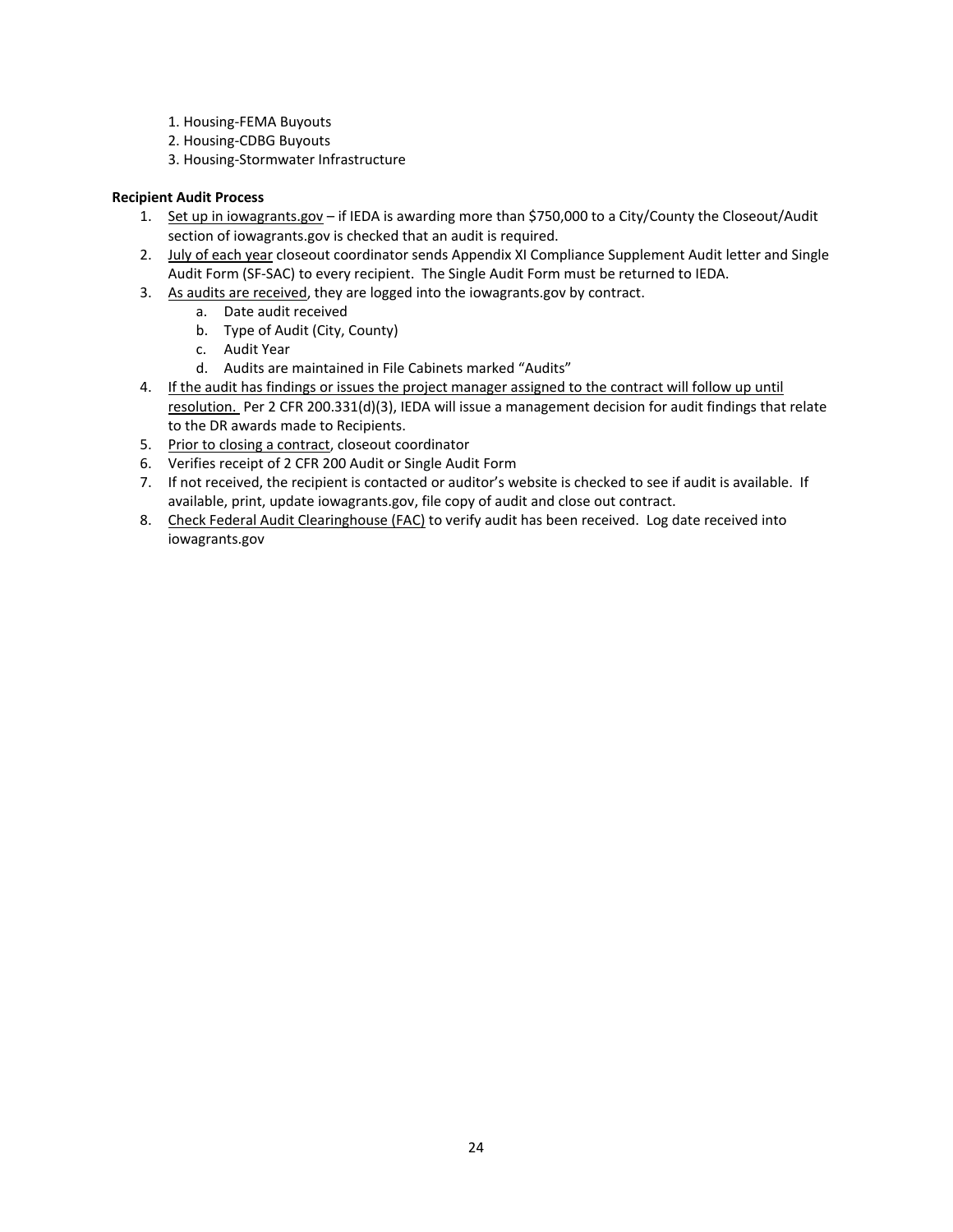1. Housing-FEMA Buyouts
2. Housing-CDBG Buyouts
3. Housing-Stormwater Infrastructure

**Recipient Audit Process**

1. Set up in iowagrants.gov – if IEDA is awarding more than $750,000 to a City/County the Closeout/Audit section of iowagrants.gov is checked that an audit is required.
2. July of each year closeout coordinator sends Appendix XI Compliance Supplement Audit letter and Single Audit Form (SF-SAC) to every recipient. The Single Audit Form must be returned to IEDA.
3. As audits are received, they are logged into the iowagrants.gov by contract.
    a. Date audit received
    b. Type of Audit (City, County)
    c. Audit Year
    d. Audits are maintained in File Cabinets marked "Audits"
4. If the audit has findings or issues the project manager assigned to the contract will follow up until resolution. Per 2 CFR 200.331(d)(3), IEDA will issue a management decision for audit findings that relate to the DR awards made to Recipients.
5. Prior to closing a contract, closeout coordinator
6. Verifies receipt of 2 CFR 200 Audit or Single Audit Form
7. If not received, the recipient is contacted or auditor's website is checked to see if audit is available. If available, print, update iowagrants.gov, file copy of audit and close out contract.
8. Check Federal Audit Clearinghouse (FAC) to verify audit has been received. Log date received into iowagrants.gov